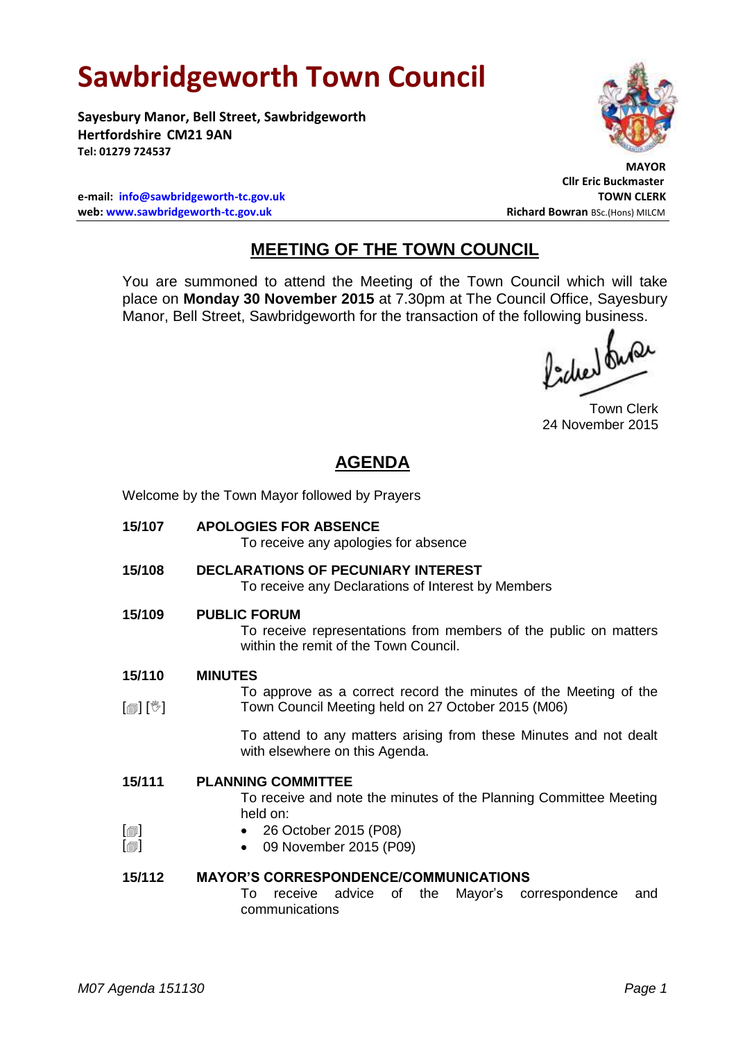# Sawbridgeworth Town Council

**Sayesbury Manor, Bell Street, Sawbridgeworth**
**Hertfordshire CM21 9AN**
**Tel: 01279 724537**

**MAYOR**
**Cllr Eric Buckmaster**
**TOWN CLERK**
**Richard Bowran** BSc.(Hons) MILCM

**e-mail: info@sawbridgeworth-tc.gov.uk**
**web: www.sawbridgeworth-tc.gov.uk**

## MEETING OF THE TOWN COUNCIL

You are summoned to attend the Meeting of the Town Council which will take place on **Monday 30 November 2015** at 7.30pm at The Council Office, Sayesbury Manor, Bell Street, Sawbridgeworth for the transaction of the following business.

Town Clerk
24 November 2015

## AGENDA

Welcome by the Town Mayor followed by Prayers

**15/107 APOLOGIES FOR ABSENCE**
To receive any apologies for absence

**15/108 DECLARATIONS OF PECUNIARY INTEREST**
To receive any Declarations of Interest by Members

**15/109 PUBLIC FORUM**
To receive representations from members of the public on matters within the remit of the Town Council.

**15/110 MINUTES**
[▤] [✋] To approve as a correct record the minutes of the Meeting of the Town Council Meeting held on 27 October 2015 (M06)

To attend to any matters arising from these Minutes and not dealt with elsewhere on this Agenda.

**15/111 PLANNING COMMITTEE**
To receive and note the minutes of the Planning Committee Meeting held on:

- [▤] 26 October 2015 (P08)
- [▤] 09 November 2015 (P09)

**15/112 MAYOR'S CORRESPONDENCE/COMMUNICATIONS**
To receive advice of the Mayor's correspondence and communications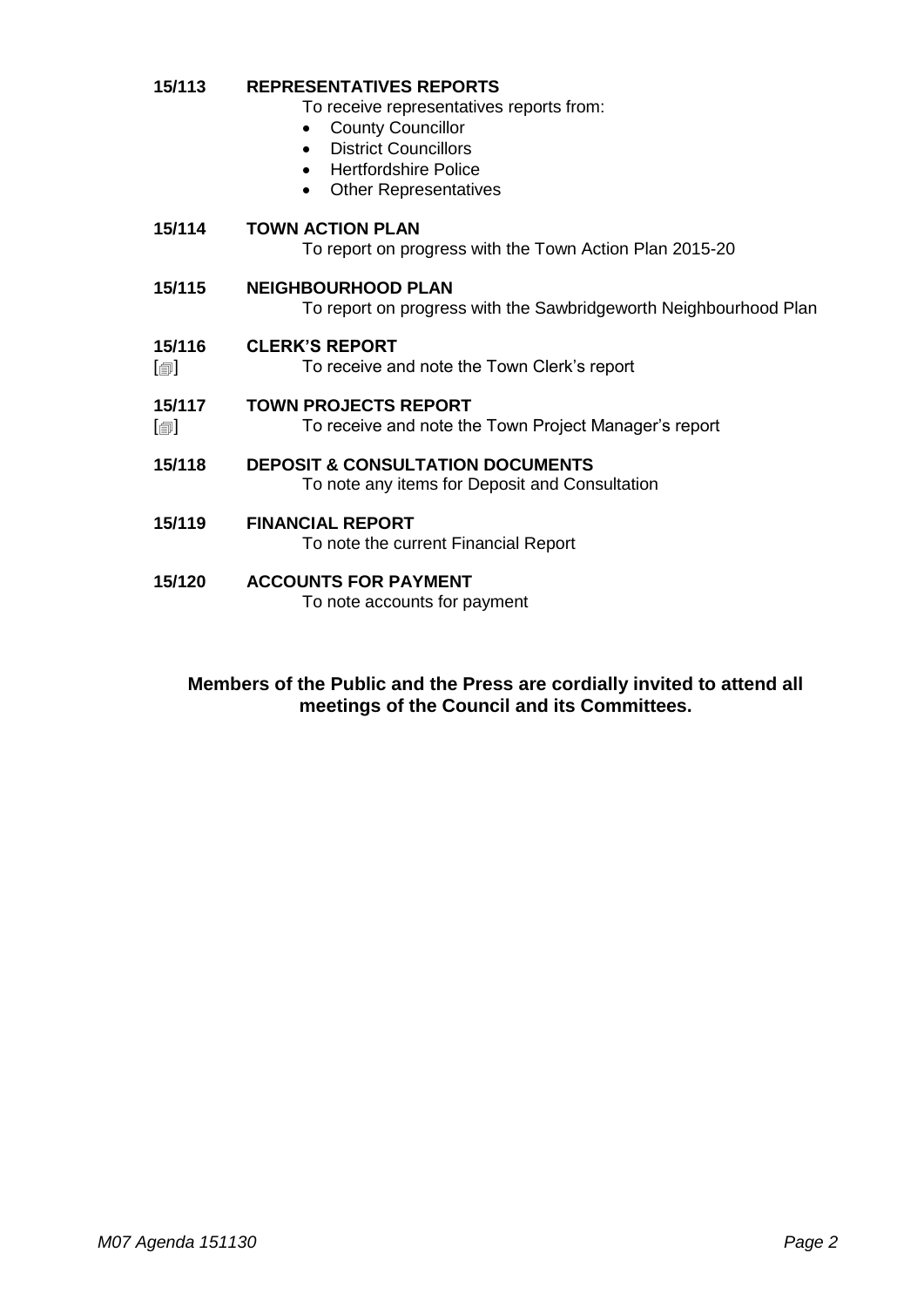**15/113 REPRESENTATIVES REPORTS**

To receive representatives reports from:

- County Councillor
- District Councillors
- Hertfordshire Police
- Other Representatives

**15/114 TOWN ACTION PLAN**

To report on progress with the Town Action Plan 2015-20

**15/115 NEIGHBOURHOOD PLAN**

To report on progress with the Sawbridgeworth Neighbourhood Plan

**15/116 CLERK'S REPORT**

[▤] To receive and note the Town Clerk's report

**15/117 TOWN PROJECTS REPORT**

[▤] To receive and note the Town Project Manager's report

**15/118 DEPOSIT & CONSULTATION DOCUMENTS**

To note any items for Deposit and Consultation

**15/119 FINANCIAL REPORT**

To note the current Financial Report

**15/120 ACCOUNTS FOR PAYMENT**

To note accounts for payment

**Members of the Public and the Press are cordially invited to attend all meetings of the Council and its Committees.**